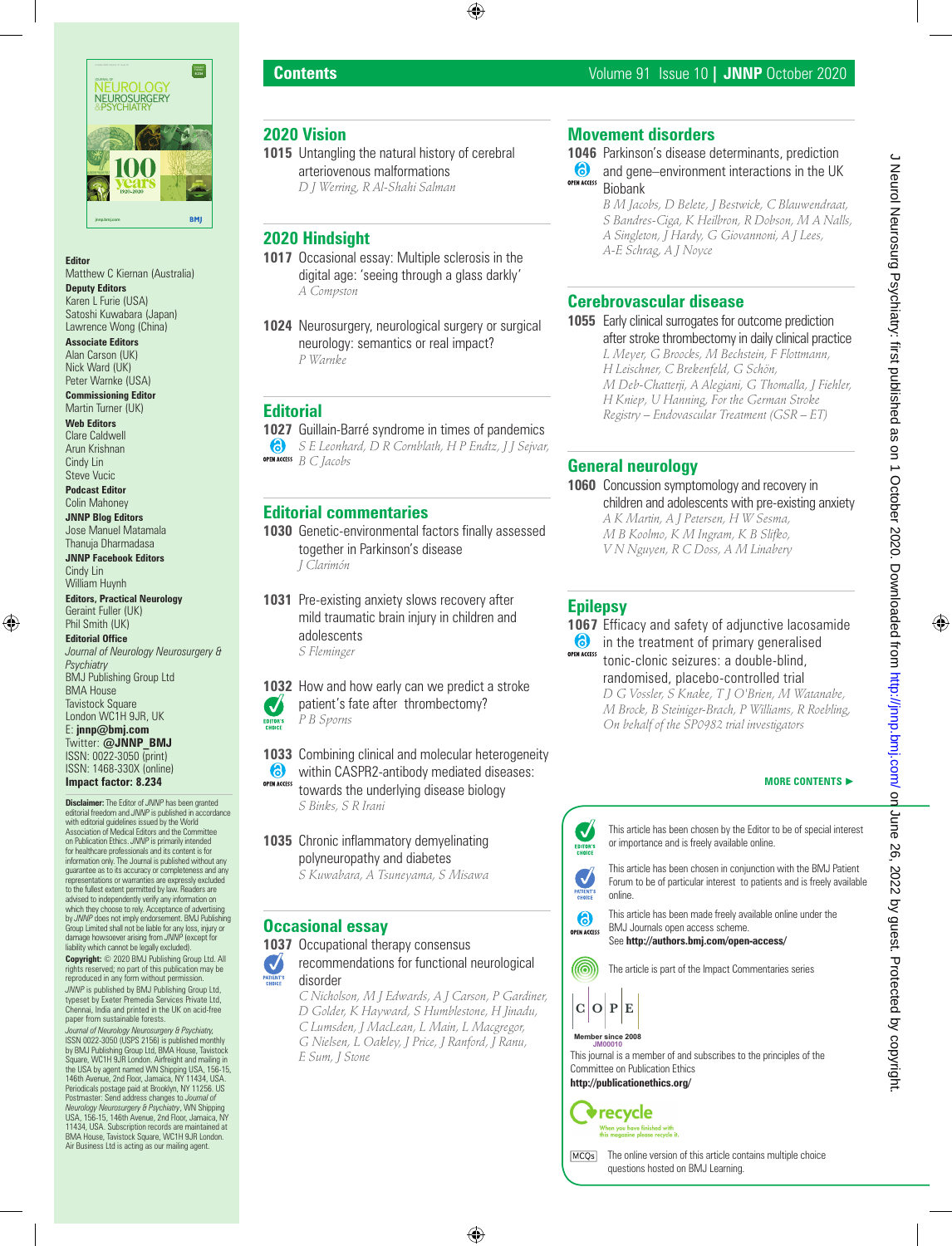# Contents

Volume 91 Issue 10 | **JNNP** October 2020

## 2020 Vision

**1015** Untangling the natural history of cerebral arteriovenous malformations
*D J Werring, R Al-Shahi Salman*

## 2020 Hindsight

**1017** Occasional essay: Multiple sclerosis in the digital age: 'seeing through a glass darkly'
*A Compston*

**1024** Neurosurgery, neurological surgery or surgical neurology: semantics or real impact?
*P Warnke*

## Editorial

**1027** Guillain-Barré syndrome in times of pandemics (OPEN ACCESS)
*S E Leonhard, D R Cornblath, H P Endtz, J J Sejvar, B C Jacobs*

## Editorial commentaries

**1030** Genetic-environmental factors finally assessed together in Parkinson's disease
*J Clarimón*

**1031** Pre-existing anxiety slows recovery after mild traumatic brain injury in children and adolescents
*S Fleminger*

**1032** How and how early can we predict a stroke patient's fate after thrombectomy? (EDITOR'S CHOICE)
*P B Sporns*

**1033** Combining clinical and molecular heterogeneity within CASPR2-antibody mediated diseases: towards the underlying disease biology (OPEN ACCESS)
*S Binks, S R Irani*

**1035** Chronic inflammatory demyelinating polyneuropathy and diabetes
*S Kuwabara, A Tsuneyama, S Misawa*

## Occasional essay

**1037** Occupational therapy consensus recommendations for functional neurological disorder (PATIENT'S CHOICE)
*C Nicholson, M J Edwards, A J Carson, P Gardiner, D Golder, K Hayward, S Humblestone, H Jinadu, C Lumsden, J MacLean, L Main, L Macgregor, G Nielsen, L Oakley, J Price, J Ranford, J Ranu, E Sum, J Stone*

## Movement disorders

**1046** Parkinson's disease determinants, prediction and gene–environment interactions in the UK Biobank (OPEN ACCESS)
*B M Jacobs, D Belete, J Bestwick, C Blauwendraat, S Bandres-Ciga, K Heilbron, R Dobson, M A Nalls, A Singleton, J Hardy, G Giovannoni, A J Lees, A-E Schrag, A J Noyce*

## Cerebrovascular disease

**1055** Early clinical surrogates for outcome prediction after stroke thrombectomy in daily clinical practice
*L Meyer, G Broocks, M Bechstein, F Flottmann, H Leischner, C Brekenfeld, G Schön, M Deb-Chatterji, A Alegiani, G Thomalla, J Fiehler, H Kniep, U Hanning, For the German Stroke Registry – Endovascular Treatment (GSR – ET)*

## General neurology

**1060** Concussion symptomology and recovery in children and adolescents with pre-existing anxiety
*A K Martin, A J Petersen, H W Sesma, M B Koolmo, K M Ingram, K B Slifko, V N Nguyen, R C Doss, A M Linabery*

## Epilepsy

**1067** Efficacy and safety of adjunctive lacosamide in the treatment of primary generalised tonic-clonic seizures: a double-blind, randomised, placebo-controlled trial (OPEN ACCESS)
*D G Vossler, S Knake, T J O'Brien, M Watanabe, M Brock, B Steiniger-Brach, P Williams, R Roebling, On behalf of the SP0982 trial investigators*

**MORE CONTENTS ▶**

EDITOR'S CHOICE: This article has been chosen by the Editor to be of special interest or importance and is freely available online.

PATIENT'S CHOICE: This article has been chosen in conjunction with the BMJ Patient Forum to be of particular interest to patients and is freely available online.

OPEN ACCESS: This article has been made freely available online under the BMJ Journals open access scheme. See **http://authors.bmj.com/open-access/**

The article is part of the Impact Commentaries series

COPE — Member since 2008 JM00010
This journal is a member of and subscribes to the principles of the Committee on Publication Ethics
**http://publicationethics.org/**

recycle — When you have finished with this magazine please recycle it.

MCQs — The online version of this article contains multiple choice questions hosted on BMJ Learning.

---

**Editor**
Matthew C Kiernan (Australia)

**Deputy Editors**
Karen L Furie (USA)
Satoshi Kuwabara (Japan)
Lawrence Wong (China)

**Associate Editors**
Alan Carson (UK)
Nick Ward (UK)
Peter Warnke (USA)

**Commissioning Editor**
Martin Turner (UK)

**Web Editors**
Clare Caldwell
Arun Krishnan
Cindy Lin
Steve Vucic

**Podcast Editor**
Colin Mahoney

**JNNP Blog Editors**
Jose Manuel Matamala
Thanuja Dharmadasa

**JNNP Facebook Editors**
Cindy Lin
William Huynh

**Editors, Practical Neurology**
Geraint Fuller (UK)
Phil Smith (UK)

**Editorial Office**
*Journal of Neurology Neurosurgery & Psychiatry*
BMJ Publishing Group Ltd
BMA House
Tavistock Square
London WC1H 9JR, UK
E: **jnnp@bmj.com**
Twitter: **@JNNP_BMJ**
ISSN: 0022-3050 (print)
ISSN: 1468-330X (online)
**Impact factor: 8.234**

**Disclaimer:** The Editor of *JNNP* has been granted editorial freedom and *JNNP* is published in accordance with editorial guidelines issued by the World Association of Medical Editors and the Committee on Publication Ethics. *JNNP* is primarily intended for healthcare professionals and its content is for information only. The Journal is published without any guarantee as to its accuracy or completeness and any representations or warranties are expressly excluded to the fullest extent permitted by law. Readers are advised to independently verify any information on which they choose to rely. Acceptance of advertising by *JNNP* does not imply endorsement. BMJ Publishing Group Limited shall not be liable for any loss, injury or damage howsoever arising from *JNNP* (except for liability which cannot be legally excluded).

**Copyright:** © 2020 BMJ Publishing Group Ltd. All rights reserved; no part of this publication may be reproduced in any form without permission.

*JNNP* is published by BMJ Publishing Group Ltd, typeset by Exeter Premedia Services Private Ltd, Chennai, India and printed in the UK on acid-free paper from sustainable forests.

*Journal of Neurology Neurosurgery & Psychiatry*, ISSN 0022-3050 (USPS 2156) is published monthly by BMJ Publishing Group Ltd, BMA House, Tavistock Square, WC1H 9JR London. Airfreight and mailing in the USA by agent named WN Shipping USA, 156-15, 146th Avenue, 2nd Floor, Jamaica, NY 11434, USA. Periodicals postage paid at Brooklyn, NY 11256. US Postmaster: Send address changes to *Journal of Neurology Neurosurgery & Psychiatry*, WN Shipping USA, 156-15, 146th Avenue, 2nd Floor, Jamaica, NY 11434, USA. Subscription records are maintained at BMA House, Tavistock Square, WC1H 9JR London. Air Business Ltd is acting as our mailing agent.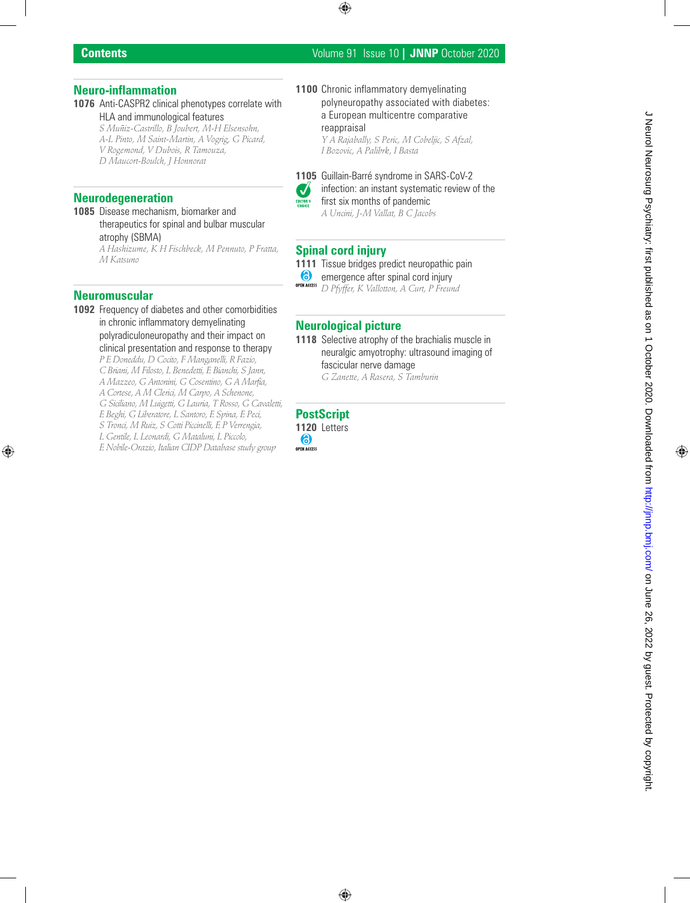## Neuro-inflammation

**1076** Anti-CASPR2 clinical phenotypes correlate with HLA and immunological features

*S Muñiz-Castrillo, B Joubert, M-H Elsensohn, A-L Pinto, M Saint-Martin, A Vogrig, G Picard, V Rogemond, V Dubois, R Tamouza, D Maucort-Boulch, J Honnorat*

## Neurodegeneration

**1085** Disease mechanism, biomarker and therapeutics for spinal and bulbar muscular atrophy (SBMA)

*A Hashizume, K H Fischbeck, M Pennuto, P Fratta, M Katsuno*

## Neuromuscular

**1092** Frequency of diabetes and other comorbidities in chronic inflammatory demyelinating polyradiculoneuropathy and their impact on clinical presentation and response to therapy

*P E Doneddu, D Cocito, F Manganelli, R Fazio, C Briani, M Filosto, L Benedetti, E Bianchi, S Jann, A Mazzeo, G Antonini, G Cosentino, G A Marfia, A Cortese, A M Clerici, M Carpo, A Schenone, G Siciliano, M Luigetti, G Lauria, T Rosso, G Cavaletti, E Beghi, G Liberatore, L Santoro, E Spina, E Peci, S Tronci, M Ruiz, S Cotti Piccinelli, E P Verrengia, L Gentile, L Leonardi, G Mataluni, L Piccolo, E Nobile-Orazio, Italian CIDP Database study group*

**1100** Chronic inflammatory demyelinating polyneuropathy associated with diabetes: a European multicentre comparative reappraisal

*Y A Rajabally, S Peric, M Cobeljic, S Afzal, I Bozovic, A Palibrk, I Basta*

**1105** Guillain-Barré syndrome in SARS-CoV-2 infection: an instant systematic review of the first six months of pandemic

EDITOR'S CHOICE

*A Uncini, J-M Vallat, B C Jacobs*

## Spinal cord injury

**1111** Tissue bridges predict neuropathic pain emergence after spinal cord injury

OPEN ACCESS

*D Pfyffer, K Vallotton, A Curt, P Freund*

## Neurological picture

**1118** Selective atrophy of the brachialis muscle in neuralgic amyotrophy: ultrasound imaging of fascicular nerve damage

*G Zanette, A Rasera, S Tamburin*

## PostScript

**1120** Letters

OPEN ACCESS